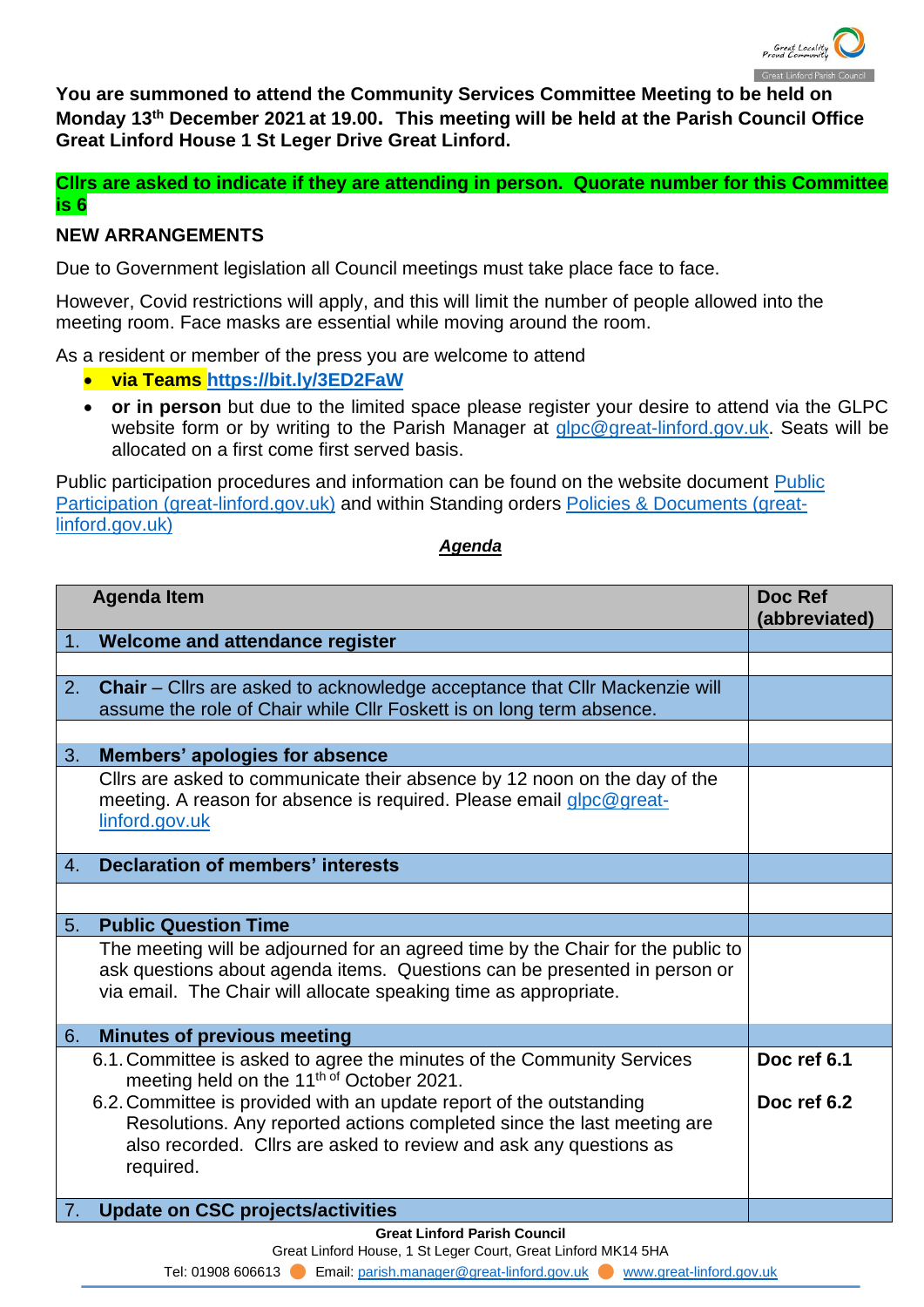**You are summoned to attend the Community Services Committee Meeting to be held on Monday 13th December 2021 at 19.00. This meeting will be held at the Parish Council Office Great Linford House 1 St Leger Drive Great Linford.**

**Cllrs are asked to indicate if they are attending in person. Quorate number for this Committee is 6**

**NEW ARRANGEMENTS**

Due to Government legislation all Council meetings must take place face to face.

However, Covid restrictions will apply, and this will limit the number of people allowed into the meeting room. Face masks are essential while moving around the room.

As a resident or member of the press you are welcome to attend

- **via Teams https://bit.ly/3ED2FaW**
- **or in person** but due to the limited space please register your desire to attend via the GLPC website form or by writing to the Parish Manager at glpc@great-linford.gov.uk. Seats will be allocated on a first come first served basis.

Public participation procedures and information can be found on the website document Public Participation (great-linford.gov.uk) and within Standing orders Policies & Documents (great-linford.gov.uk)

***Agenda***

| Agenda Item | Doc Ref (abbreviated) |
|---|---|
| 1. **Welcome and attendance register** | |
| | |
| 2. **Chair** – Cllrs are asked to acknowledge acceptance that Cllr Mackenzie will assume the role of Chair while Cllr Foskett is on long term absence. | |
| | |
| 3. **Members' apologies for absence** | |
| Cllrs are asked to communicate their absence by 12 noon on the day of the meeting. A reason for absence is required. Please email glpc@great-linford.gov.uk | |
| 4. **Declaration of members' interests** | |
| | |
| 5. **Public Question Time** | |
| The meeting will be adjourned for an agreed time by the Chair for the public to ask questions about agenda items. Questions can be presented in person or via email. The Chair will allocate speaking time as appropriate. | |
| 6. **Minutes of previous meeting** | |
| 6.1. Committee is asked to agree the minutes of the Community Services meeting held on the 11th of October 2021. | **Doc ref 6.1** |
| 6.2. Committee is provided with an update report of the outstanding Resolutions. Any reported actions completed since the last meeting are also recorded. Cllrs are asked to review and ask any questions as required. | **Doc ref 6.2** |
| 7. **Update on CSC projects/activities** | |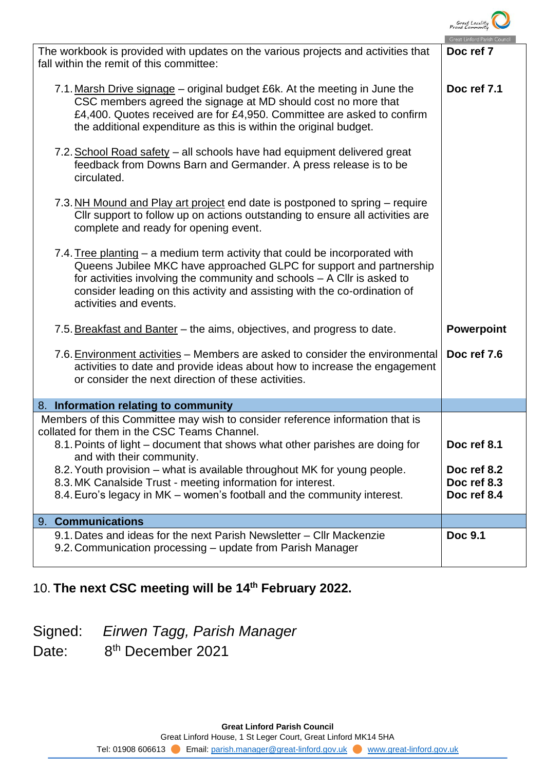| | |
|---|---|
| The workbook is provided with updates on the various projects and activities that fall within the remit of this committee: | **Doc ref 7** |
| 7.1. Marsh Drive signage – original budget £6k. At the meeting in June the CSC members agreed the signage at MD should cost no more that £4,400. Quotes received are for £4,950. Committee are asked to confirm the additional expenditure as this is within the original budget. | **Doc ref 7.1** |
| 7.2. School Road safety – all schools have had equipment delivered great feedback from Downs Barn and Germander. A press release is to be circulated. | |
| 7.3. NH Mound and Play art project end date is postponed to spring – require Cllr support to follow up on actions outstanding to ensure all activities are complete and ready for opening event. | |
| 7.4. Tree planting – a medium term activity that could be incorporated with Queens Jubilee MKC have approached GLPC for support and partnership for activities involving the community and schools – A Cllr is asked to consider leading on this activity and assisting with the co-ordination of activities and events. | |
| 7.5. Breakfast and Banter – the aims, objectives, and progress to date. | **Powerpoint** |
| 7.6. Environment activities – Members are asked to consider the environmental activities to date and provide ideas about how to increase the engagement or consider the next direction of these activities. | **Doc ref 7.6** |
| 8. **Information relating to community** | |
| Members of this Committee may wish to consider reference information that is collated for them in the CSC Teams Channel. | |
| 8.1. Points of light – document that shows what other parishes are doing for and with their community. | **Doc ref 8.1** |
| 8.2. Youth provision – what is available throughout MK for young people. | **Doc ref 8.2** |
| 8.3. MK Canalside Trust - meeting information for interest. | **Doc ref 8.3** |
| 8.4. Euro's legacy in MK – women's football and the community interest. | **Doc ref 8.4** |
| 9. **Communications** | |
| 9.1. Dates and ideas for the next Parish Newsletter – Cllr Mackenzie | **Doc 9.1** |
| 9.2. Communication processing – update from Parish Manager | |

10. **The next CSC meeting will be 14th February 2022.**

Signed: *Eirwen Tagg, Parish Manager*

Date: 8th December 2021

**Great Linford Parish Council**
Great Linford House, 1 St Leger Court, Great Linford MK14 5HA
Tel: 01908 606613 Email: parish.manager@great-linford.gov.uk www.great-linford.gov.uk